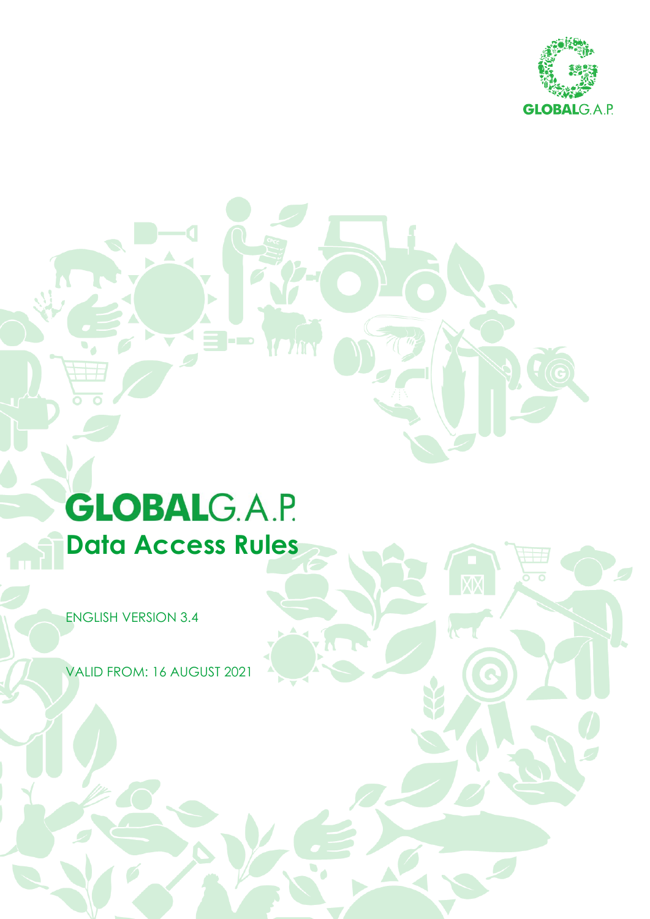# GLOBALG.A.P.

## Data Access Rules

ENGLISH VERSION 3.4

VALID FROM: 16 AUGUST 2021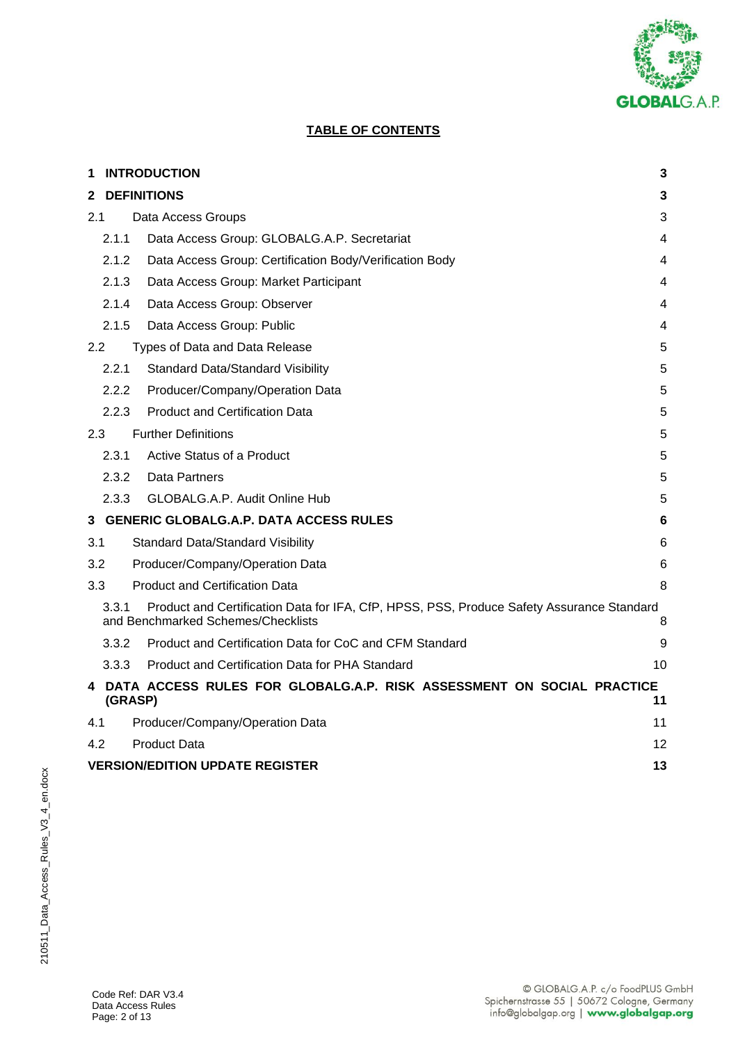**TABLE OF CONTENTS**

| | | |
|---|---|---|
| **1** | **INTRODUCTION** | **3** |
| **2** | **DEFINITIONS** | **3** |
| 2.1 | Data Access Groups | 3 |
| 2.1.1 | Data Access Group: GLOBALG.A.P. Secretariat | 4 |
| 2.1.2 | Data Access Group: Certification Body/Verification Body | 4 |
| 2.1.3 | Data Access Group: Market Participant | 4 |
| 2.1.4 | Data Access Group: Observer | 4 |
| 2.1.5 | Data Access Group: Public | 4 |
| 2.2 | Types of Data and Data Release | 5 |
| 2.2.1 | Standard Data/Standard Visibility | 5 |
| 2.2.2 | Producer/Company/Operation Data | 5 |
| 2.2.3 | Product and Certification Data | 5 |
| 2.3 | Further Definitions | 5 |
| 2.3.1 | Active Status of a Product | 5 |
| 2.3.2 | Data Partners | 5 |
| 2.3.3 | GLOBALG.A.P. Audit Online Hub | 5 |
| **3** | **GENERIC GLOBALG.A.P. DATA ACCESS RULES** | **6** |
| 3.1 | Standard Data/Standard Visibility | 6 |
| 3.2 | Producer/Company/Operation Data | 6 |
| 3.3 | Product and Certification Data | 8 |
| 3.3.1 | Product and Certification Data for IFA, CfP, HPSS, PSS, Produce Safety Assurance Standard and Benchmarked Schemes/Checklists | 8 |
| 3.3.2 | Product and Certification Data for CoC and CFM Standard | 9 |
| 3.3.3 | Product and Certification Data for PHA Standard | 10 |
| **4** | **DATA ACCESS RULES FOR GLOBALG.A.P. RISK ASSESSMENT ON SOCIAL PRACTICE (GRASP)** | **11** |
| 4.1 | Producer/Company/Operation Data | 11 |
| 4.2 | Product Data | 12 |
| | **VERSION/EDITION UPDATE REGISTER** | **13** |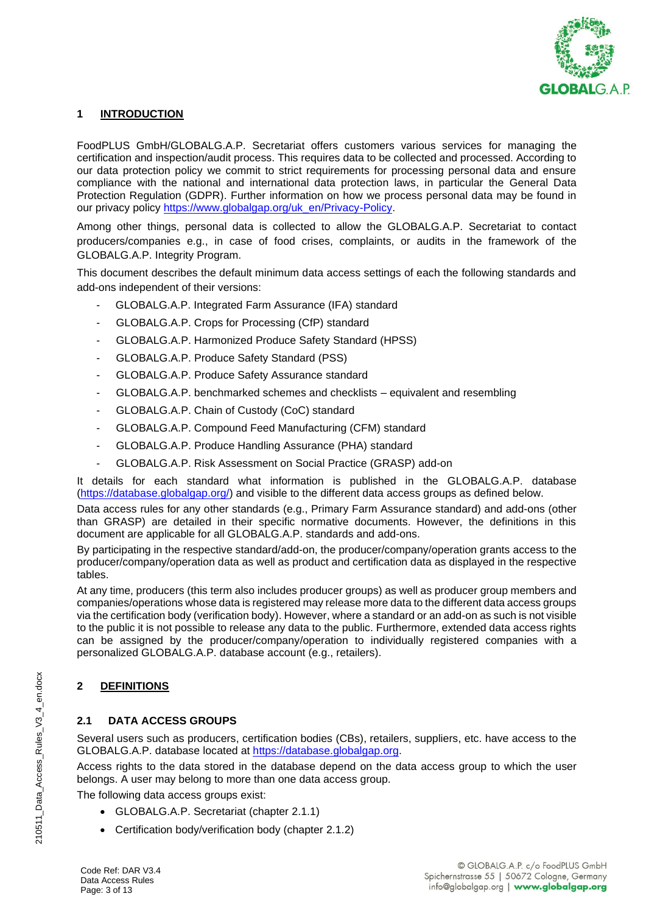## 1 INTRODUCTION

FoodPLUS GmbH/GLOBALG.A.P. Secretariat offers customers various services for managing the certification and inspection/audit process. This requires data to be collected and processed. According to our data protection policy we commit to strict requirements for processing personal data and ensure compliance with the national and international data protection laws, in particular the General Data Protection Regulation (GDPR). Further information on how we process personal data may be found in our privacy policy https://www.globalgap.org/uk_en/Privacy-Policy.

Among other things, personal data is collected to allow the GLOBALG.A.P. Secretariat to contact producers/companies e.g., in case of food crises, complaints, or audits in the framework of the GLOBALG.A.P. Integrity Program.

This document describes the default minimum data access settings of each the following standards and add-ons independent of their versions:

- GLOBALG.A.P. Integrated Farm Assurance (IFA) standard
- GLOBALG.A.P. Crops for Processing (CfP) standard
- GLOBALG.A.P. Harmonized Produce Safety Standard (HPSS)
- GLOBALG.A.P. Produce Safety Standard (PSS)
- GLOBALG.A.P. Produce Safety Assurance standard
- GLOBALG.A.P. benchmarked schemes and checklists – equivalent and resembling
- GLOBALG.A.P. Chain of Custody (CoC) standard
- GLOBALG.A.P. Compound Feed Manufacturing (CFM) standard
- GLOBALG.A.P. Produce Handling Assurance (PHA) standard
- GLOBALG.A.P. Risk Assessment on Social Practice (GRASP) add-on

It details for each standard what information is published in the GLOBALG.A.P. database (https://database.globalgap.org/) and visible to the different data access groups as defined below.

Data access rules for any other standards (e.g., Primary Farm Assurance standard) and add-ons (other than GRASP) are detailed in their specific normative documents. However, the definitions in this document are applicable for all GLOBALG.A.P. standards and add-ons.

By participating in the respective standard/add-on, the producer/company/operation grants access to the producer/company/operation data as well as product and certification data as displayed in the respective tables.

At any time, producers (this term also includes producer groups) as well as producer group members and companies/operations whose data is registered may release more data to the different data access groups via the certification body (verification body). However, where a standard or an add-on as such is not visible to the public it is not possible to release any data to the public. Furthermore, extended data access rights can be assigned by the producer/company/operation to individually registered companies with a personalized GLOBALG.A.P. database account (e.g., retailers).

## 2 DEFINITIONS

### 2.1 DATA ACCESS GROUPS

Several users such as producers, certification bodies (CBs), retailers, suppliers, etc. have access to the GLOBALG.A.P. database located at https://database.globalgap.org.

Access rights to the data stored in the database depend on the data access group to which the user belongs. A user may belong to more than one data access group.

The following data access groups exist:

- GLOBALG.A.P. Secretariat (chapter 2.1.1)
- Certification body/verification body (chapter 2.1.2)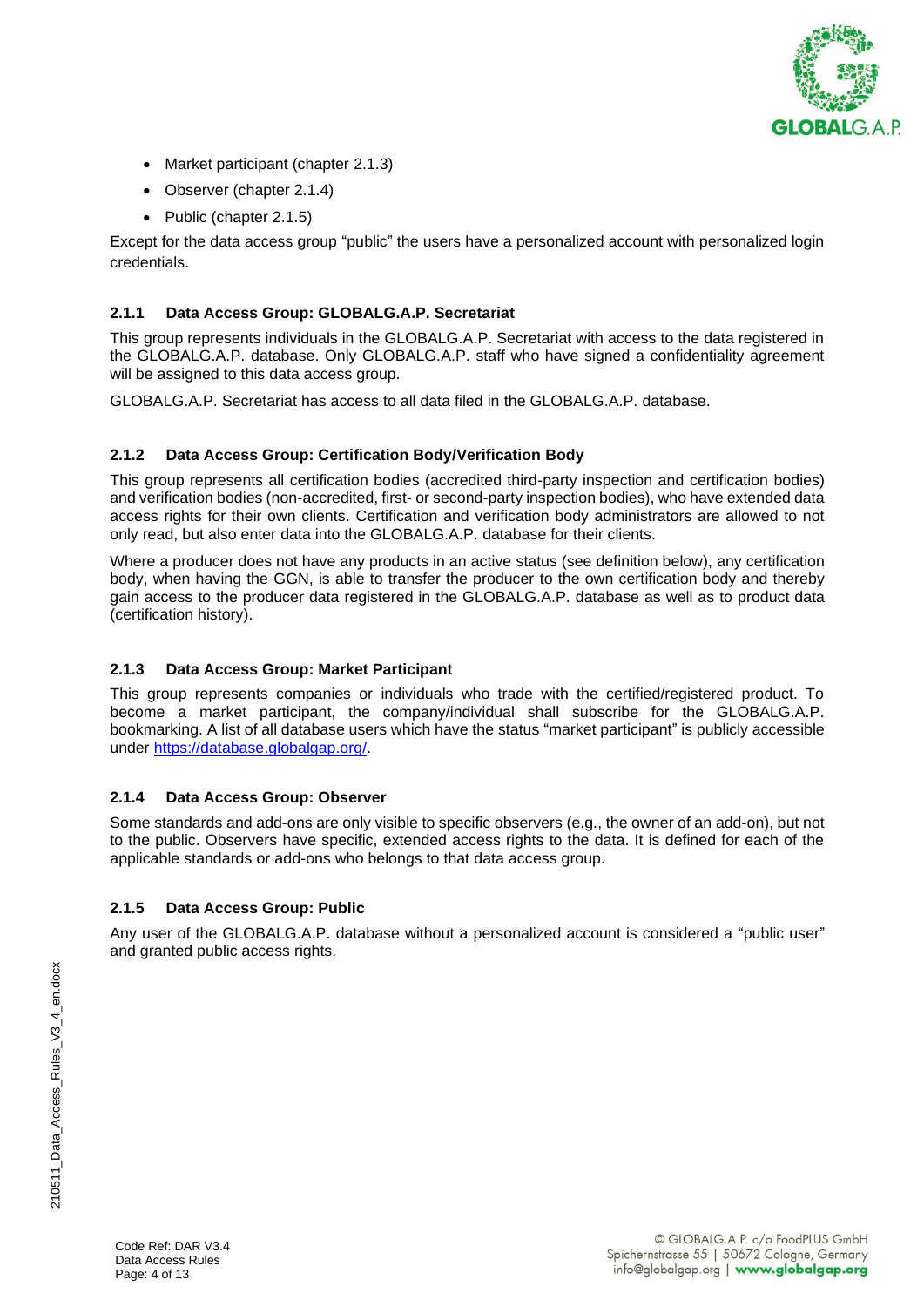- Market participant (chapter 2.1.3)
- Observer (chapter 2.1.4)
- Public (chapter 2.1.5)

Except for the data access group "public" the users have a personalized account with personalized login credentials.

### 2.1.1 Data Access Group: GLOBALG.A.P. Secretariat

This group represents individuals in the GLOBALG.A.P. Secretariat with access to the data registered in the GLOBALG.A.P. database. Only GLOBALG.A.P. staff who have signed a confidentiality agreement will be assigned to this data access group.

GLOBALG.A.P. Secretariat has access to all data filed in the GLOBALG.A.P. database.

### 2.1.2 Data Access Group: Certification Body/Verification Body

This group represents all certification bodies (accredited third-party inspection and certification bodies) and verification bodies (non-accredited, first- or second-party inspection bodies), who have extended data access rights for their own clients. Certification and verification body administrators are allowed to not only read, but also enter data into the GLOBALG.A.P. database for their clients.

Where a producer does not have any products in an active status (see definition below), any certification body, when having the GGN, is able to transfer the producer to the own certification body and thereby gain access to the producer data registered in the GLOBALG.A.P. database as well as to product data (certification history).

### 2.1.3 Data Access Group: Market Participant

This group represents companies or individuals who trade with the certified/registered product. To become a market participant, the company/individual shall subscribe for the GLOBALG.A.P. bookmarking. A list of all database users which have the status "market participant" is publicly accessible under [https://database.globalgap.org/](https://database.globalgap.org/).

### 2.1.4 Data Access Group: Observer

Some standards and add-ons are only visible to specific observers (e.g., the owner of an add-on), but not to the public. Observers have specific, extended access rights to the data. It is defined for each of the applicable standards or add-ons who belongs to that data access group.

### 2.1.5 Data Access Group: Public

Any user of the GLOBALG.A.P. database without a personalized account is considered a "public user" and granted public access rights.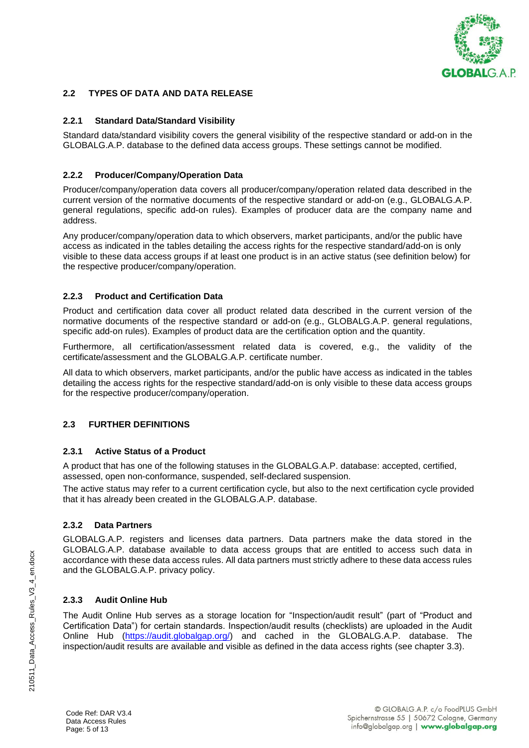## 2.2 TYPES OF DATA AND DATA RELEASE

### 2.2.1 Standard Data/Standard Visibility

Standard data/standard visibility covers the general visibility of the respective standard or add-on in the GLOBALG.A.P. database to the defined data access groups. These settings cannot be modified.

### 2.2.2 Producer/Company/Operation Data

Producer/company/operation data covers all producer/company/operation related data described in the current version of the normative documents of the respective standard or add-on (e.g., GLOBALG.A.P. general regulations, specific add-on rules). Examples of producer data are the company name and address.

Any producer/company/operation data to which observers, market participants, and/or the public have access as indicated in the tables detailing the access rights for the respective standard/add-on is only visible to these data access groups if at least one product is in an active status (see definition below) for the respective producer/company/operation.

### 2.2.3 Product and Certification Data

Product and certification data cover all product related data described in the current version of the normative documents of the respective standard or add-on (e.g., GLOBALG.A.P. general regulations, specific add-on rules). Examples of product data are the certification option and the quantity.

Furthermore, all certification/assessment related data is covered, e.g., the validity of the certificate/assessment and the GLOBALG.A.P. certificate number.

All data to which observers, market participants, and/or the public have access as indicated in the tables detailing the access rights for the respective standard/add-on is only visible to these data access groups for the respective producer/company/operation.

## 2.3 FURTHER DEFINITIONS

### 2.3.1 Active Status of a Product

A product that has one of the following statuses in the GLOBALG.A.P. database: accepted, certified, assessed, open non-conformance, suspended, self-declared suspension.

The active status may refer to a current certification cycle, but also to the next certification cycle provided that it has already been created in the GLOBALG.A.P. database.

### 2.3.2 Data Partners

GLOBALG.A.P. registers and licenses data partners. Data partners make the data stored in the GLOBALG.A.P. database available to data access groups that are entitled to access such data in accordance with these data access rules. All data partners must strictly adhere to these data access rules and the GLOBALG.A.P. privacy policy.

### 2.3.3 Audit Online Hub

The Audit Online Hub serves as a storage location for "Inspection/audit result" (part of "Product and Certification Data") for certain standards. Inspection/audit results (checklists) are uploaded in the Audit Online Hub (https://audit.globalgap.org/) and cached in the GLOBALG.A.P. database. The inspection/audit results are available and visible as defined in the data access rights (see chapter 3.3).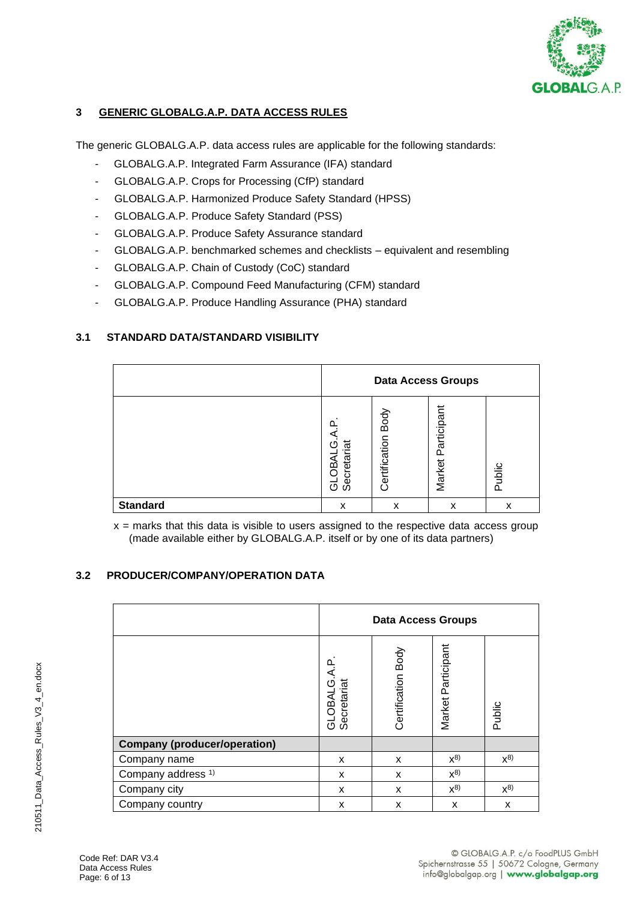## 3 GENERIC GLOBALG.A.P. DATA ACCESS RULES

The generic GLOBALG.A.P. data access rules are applicable for the following standards:

- GLOBALG.A.P. Integrated Farm Assurance (IFA) standard
- GLOBALG.A.P. Crops for Processing (CfP) standard
- GLOBALG.A.P. Harmonized Produce Safety Standard (HPSS)
- GLOBALG.A.P. Produce Safety Standard (PSS)
- GLOBALG.A.P. Produce Safety Assurance standard
- GLOBALG.A.P. benchmarked schemes and checklists – equivalent and resembling
- GLOBALG.A.P. Chain of Custody (CoC) standard
- GLOBALG.A.P. Compound Feed Manufacturing (CFM) standard
- GLOBALG.A.P. Produce Handling Assurance (PHA) standard

### 3.1 STANDARD DATA/STANDARD VISIBILITY

| | Data Access Groups | | | |
|---|---|---|---|---|
| | GLOBALG.A.P. Secretariat | Certification Body | Market Participant | Public |
| **Standard** | x | x | x | x |

x = marks that this data is visible to users assigned to the respective data access group (made available either by GLOBALG.A.P. itself or by one of its data partners)

### 3.2 PRODUCER/COMPANY/OPERATION DATA

| | Data Access Groups | | | |
|---|---|---|---|---|
| | GLOBALG.A.P. Secretariat | Certification Body | Market Participant | Public |
| **Company (producer/operation)** | | | | |
| Company name | x | x | x[8)] | x[8)] |
| Company address [1)] | x | x | x[8)] | |
| Company city | x | x | x[8)] | x[8)] |
| Company country | x | x | x | x |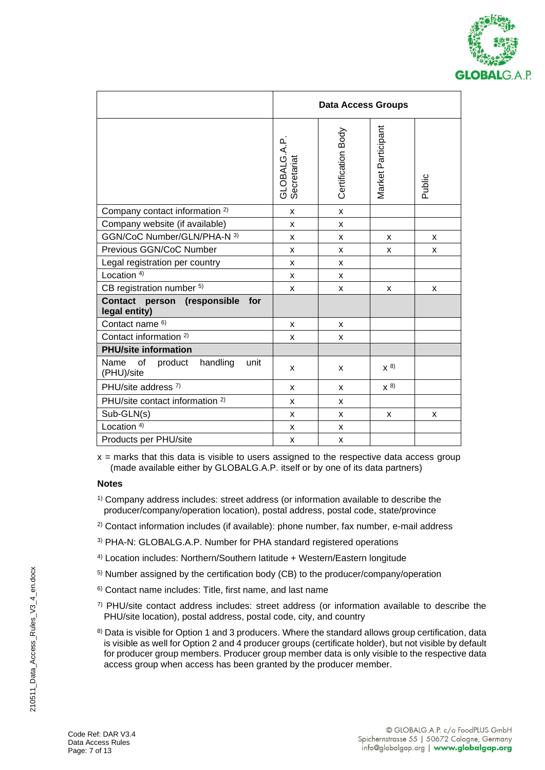| | Data Access Groups | | | |
|---|---|---|---|---|
| | GLOBALG.A.P. Secretariat | Certification Body | Market Participant | Public |
| Company contact information [2] | x | x | | |
| Company website (if available) | x | x | | |
| GGN/CoC Number/GLN/PHA-N [3] | x | x | x | x |
| Previous GGN/CoC Number | x | x | x | x |
| Legal registration per country | x | x | | |
| Location [4] | x | x | | |
| CB registration number [5] | x | x | x | x |
| **Contact person (responsible for legal entity)** | | | | |
| Contact name [6] | x | x | | |
| Contact information [2] | x | x | | |
| **PHU/site information** | | | | |
| Name of product handling unit (PHU)/site | x | x | x [8] | |
| PHU/site address [7] | x | x | x [8] | |
| PHU/site contact information [2] | x | x | | |
| Sub-GLN(s) | x | x | x | x |
| Location [4] | x | x | | |
| Products per PHU/site | x | x | | |

x = marks that this data is visible to users assigned to the respective data access group (made available either by GLOBALG.A.P. itself or by one of its data partners)

**Notes**

[1] Company address includes: street address (or information available to describe the producer/company/operation location), postal address, postal code, state/province

[2] Contact information includes (if available): phone number, fax number, e-mail address

[3] PHA-N: GLOBALG.A.P. Number for PHA standard registered operations

[4] Location includes: Northern/Southern latitude + Western/Eastern longitude

[5] Number assigned by the certification body (CB) to the producer/company/operation

[6] Contact name includes: Title, first name, and last name

[7] PHU/site contact address includes: street address (or information available to describe the PHU/site location), postal address, postal code, city, and country

[8] Data is visible for Option 1 and 3 producers. Where the standard allows group certification, data is visible as well for Option 2 and 4 producer groups (certificate holder), but not visible by default for producer group members. Producer group member data is only visible to the respective data access group when access has been granted by the producer member.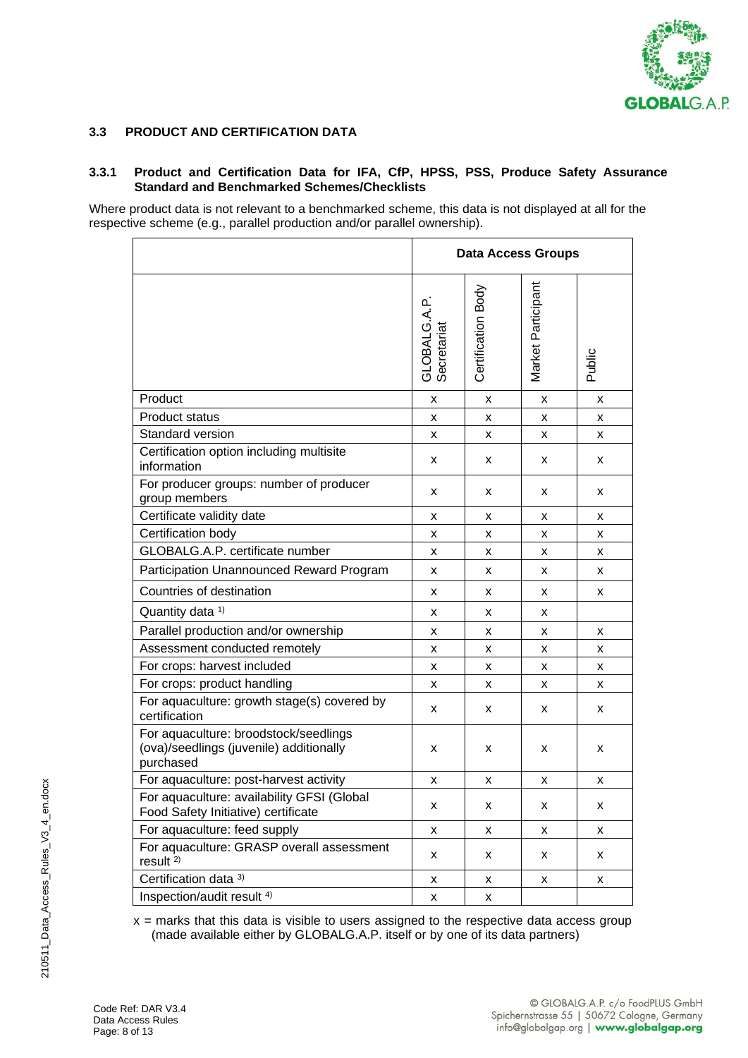### 3.3 PRODUCT AND CERTIFICATION DATA

#### 3.3.1 Product and Certification Data for IFA, CfP, HPSS, PSS, Produce Safety Assurance Standard and Benchmarked Schemes/Checklists

Where product data is not relevant to a benchmarked scheme, this data is not displayed at all for the respective scheme (e.g., parallel production and/or parallel ownership).

| | Data Access Groups | | | |
|---|---|---|---|---|
| | GLOBALG.A.P. Secretariat | Certification Body | Market Participant | Public |
| Product | x | x | x | x |
| Product status | x | x | x | x |
| Standard version | x | x | x | x |
| Certification option including multisite information | x | x | x | x |
| For producer groups: number of producer group members | x | x | x | x |
| Certificate validity date | x | x | x | x |
| Certification body | x | x | x | x |
| GLOBALG.A.P. certificate number | x | x | x | x |
| Participation Unannounced Reward Program | x | x | x | x |
| Countries of destination | x | x | x | x |
| Quantity data [1)] | x | x | x | |
| Parallel production and/or ownership | x | x | x | x |
| Assessment conducted remotely | x | x | x | x |
| For crops: harvest included | x | x | x | x |
| For crops: product handling | x | x | x | x |
| For aquaculture: growth stage(s) covered by certification | x | x | x | x |
| For aquaculture: broodstock/seedlings (ova)/seedlings (juvenile) additionally purchased | x | x | x | x |
| For aquaculture: post-harvest activity | x | x | x | x |
| For aquaculture: availability GFSI (Global Food Safety Initiative) certificate | x | x | x | x |
| For aquaculture: feed supply | x | x | x | x |
| For aquaculture: GRASP overall assessment result [2)] | x | x | x | x |
| Certification data [3)] | x | x | x | x |
| Inspection/audit result [4)] | x | x | | |

x = marks that this data is visible to users assigned to the respective data access group (made available either by GLOBALG.A.P. itself or by one of its data partners)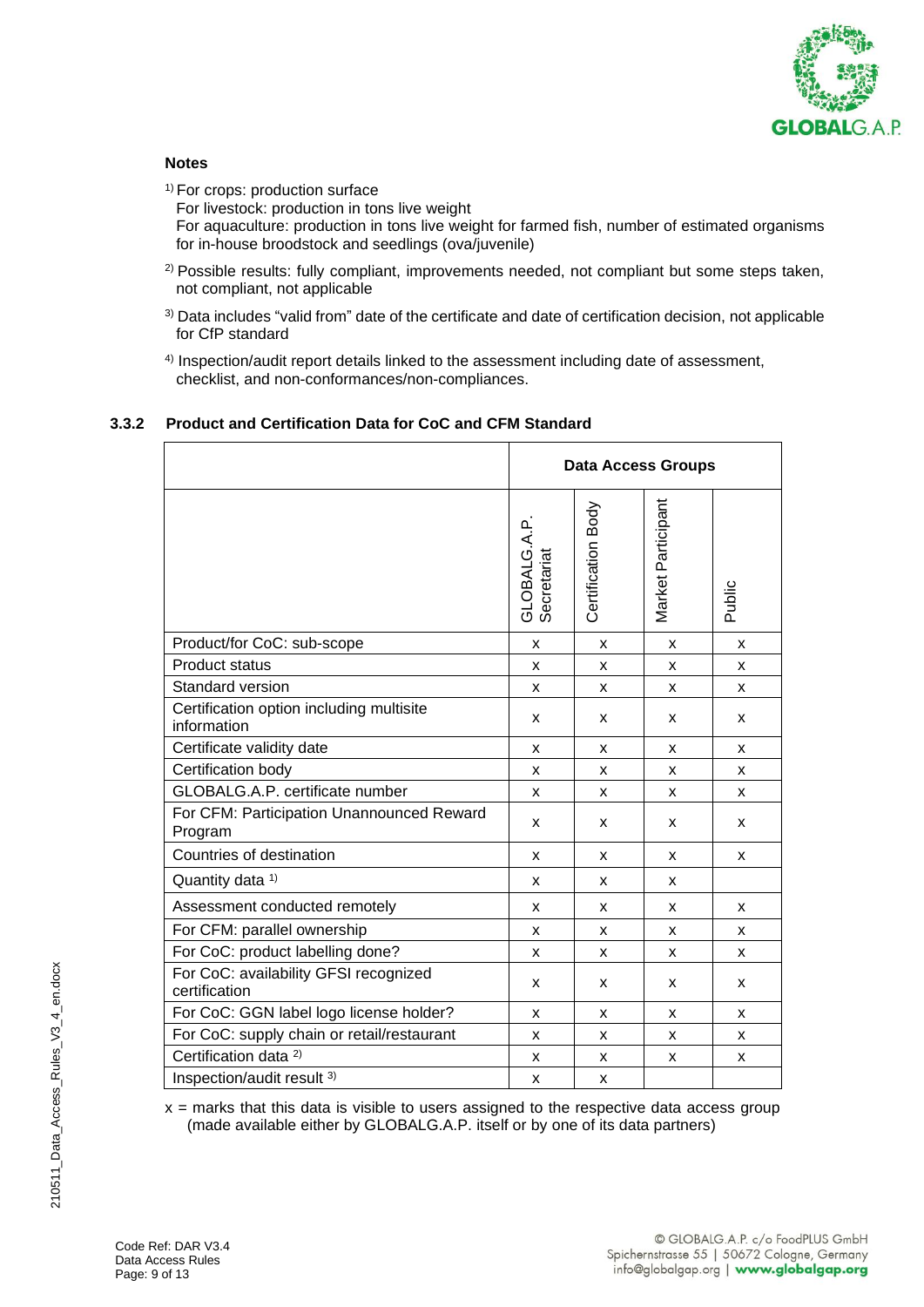**Notes**

[1)] For crops: production surface
For livestock: production in tons live weight
For aquaculture: production in tons live weight for farmed fish, number of estimated organisms for in-house broodstock and seedlings (ova/juvenile)

[2)] Possible results: fully compliant, improvements needed, not compliant but some steps taken, not compliant, not applicable

[3)] Data includes "valid from" date of the certificate and date of certification decision, not applicable for CfP standard

[4)] Inspection/audit report details linked to the assessment including date of assessment, checklist, and non-conformances/non-compliances.

### 3.3.2 Product and Certification Data for CoC and CFM Standard

| | Data Access Groups | | | |
|---|---|---|---|---|
| | GLOBALG.A.P. Secretariat | Certification Body | Market Participant | Public |
| Product/for CoC: sub-scope | x | x | x | x |
| Product status | x | x | x | x |
| Standard version | x | x | x | x |
| Certification option including multisite information | x | x | x | x |
| Certificate validity date | x | x | x | x |
| Certification body | x | x | x | x |
| GLOBALG.A.P. certificate number | x | x | x | x |
| For CFM: Participation Unannounced Reward Program | x | x | x | x |
| Countries of destination | x | x | x | x |
| Quantity data [1)] | x | x | x | |
| Assessment conducted remotely | x | x | x | x |
| For CFM: parallel ownership | x | x | x | x |
| For CoC: product labelling done? | x | x | x | x |
| For CoC: availability GFSI recognized certification | x | x | x | x |
| For CoC: GGN label logo license holder? | x | x | x | x |
| For CoC: supply chain or retail/restaurant | x | x | x | x |
| Certification data [2)] | x | x | x | x |
| Inspection/audit result [3)] | x | x | | |

x = marks that this data is visible to users assigned to the respective data access group (made available either by GLOBALG.A.P. itself or by one of its data partners)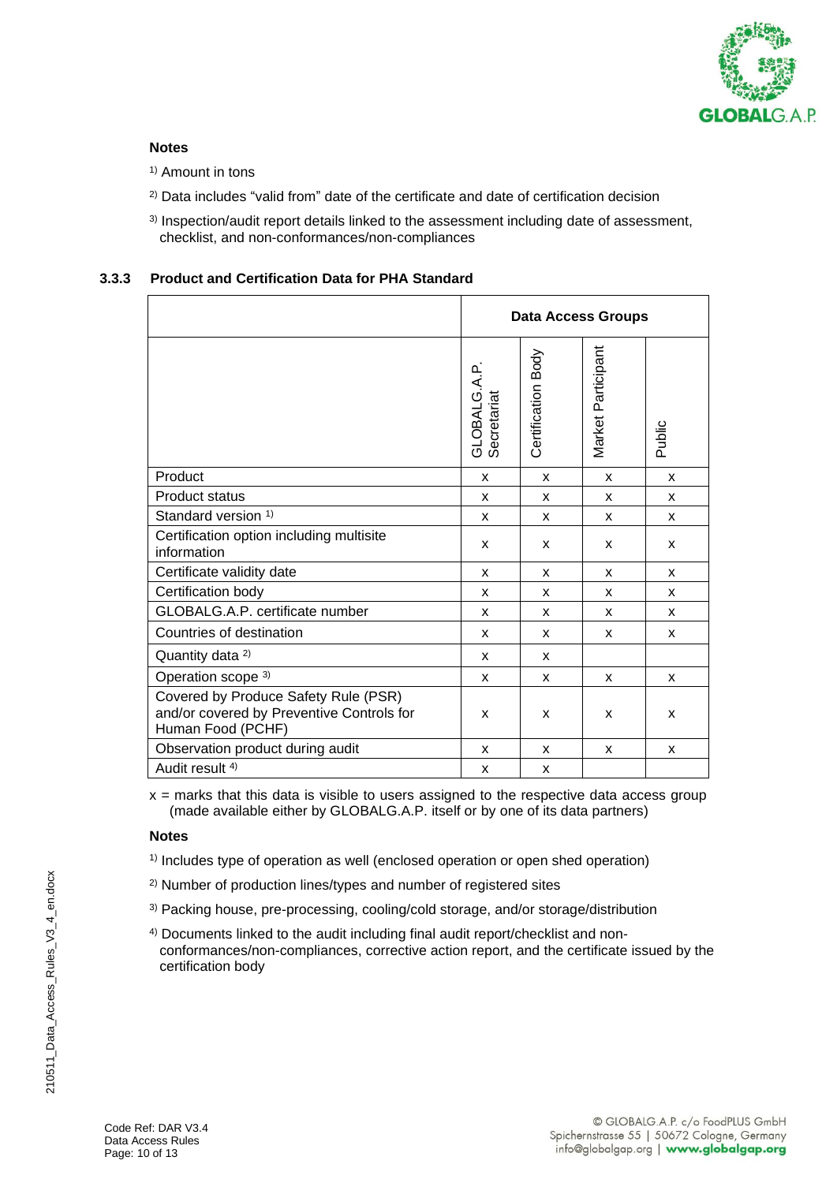**Notes**

[1] Amount in tons

[2] Data includes "valid from" date of the certificate and date of certification decision

[3] Inspection/audit report details linked to the assessment including date of assessment, checklist, and non-conformances/non-compliances

### 3.3.3 Product and Certification Data for PHA Standard

| | Data Access Groups | | | |
|---|---|---|---|---|
| | GLOBALG.A.P. Secretariat | Certification Body | Market Participant | Public |
| Product | x | x | x | x |
| Product status | x | x | x | x |
| Standard version [1] | x | x | x | x |
| Certification option including multisite information | x | x | x | x |
| Certificate validity date | x | x | x | x |
| Certification body | x | x | x | x |
| GLOBALG.A.P. certificate number | x | x | x | x |
| Countries of destination | x | x | x | x |
| Quantity data [2] | x | x | | |
| Operation scope [3] | x | x | x | x |
| Covered by Produce Safety Rule (PSR) and/or covered by Preventive Controls for Human Food (PCHF) | x | x | x | x |
| Observation product during audit | x | x | x | x |
| Audit result [4] | x | x | | |

x = marks that this data is visible to users assigned to the respective data access group (made available either by GLOBALG.A.P. itself or by one of its data partners)

**Notes**

[1] Includes type of operation as well (enclosed operation or open shed operation)

[2] Number of production lines/types and number of registered sites

[3] Packing house, pre-processing, cooling/cold storage, and/or storage/distribution

[4] Documents linked to the audit including final audit report/checklist and non-conformances/non-compliances, corrective action report, and the certificate issued by the certification body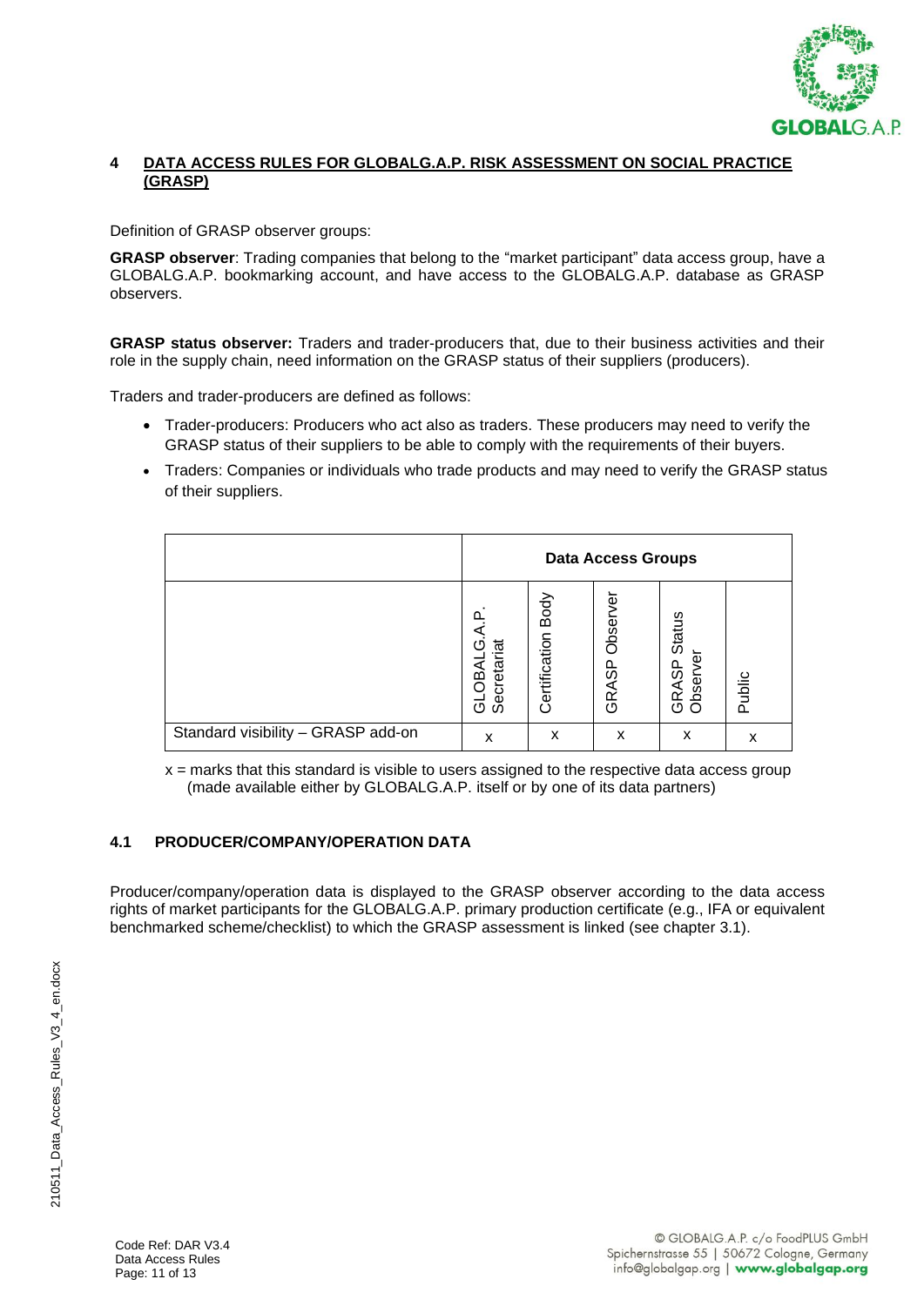## 4 DATA ACCESS RULES FOR GLOBALG.A.P. RISK ASSESSMENT ON SOCIAL PRACTICE (GRASP)

Definition of GRASP observer groups:

**GRASP observer**: Trading companies that belong to the "market participant" data access group, have a GLOBALG.A.P. bookmarking account, and have access to the GLOBALG.A.P. database as GRASP observers.

**GRASP status observer:** Traders and trader-producers that, due to their business activities and their role in the supply chain, need information on the GRASP status of their suppliers (producers).

Traders and trader-producers are defined as follows:

- Trader-producers: Producers who act also as traders. These producers may need to verify the GRASP status of their suppliers to be able to comply with the requirements of their buyers.
- Traders: Companies or individuals who trade products and may need to verify the GRASP status of their suppliers.

| | Data Access Groups | | | | |
|---|---|---|---|---|---|
| | GLOBALG.A.P. Secretariat | Certification Body | GRASP Observer | GRASP Status Observer | Public |
| Standard visibility – GRASP add-on | x | x | x | x | x |

x = marks that this standard is visible to users assigned to the respective data access group (made available either by GLOBALG.A.P. itself or by one of its data partners)

### 4.1 PRODUCER/COMPANY/OPERATION DATA

Producer/company/operation data is displayed to the GRASP observer according to the data access rights of market participants for the GLOBALG.A.P. primary production certificate (e.g., IFA or equivalent benchmarked scheme/checklist) to which the GRASP assessment is linked (see chapter 3.1).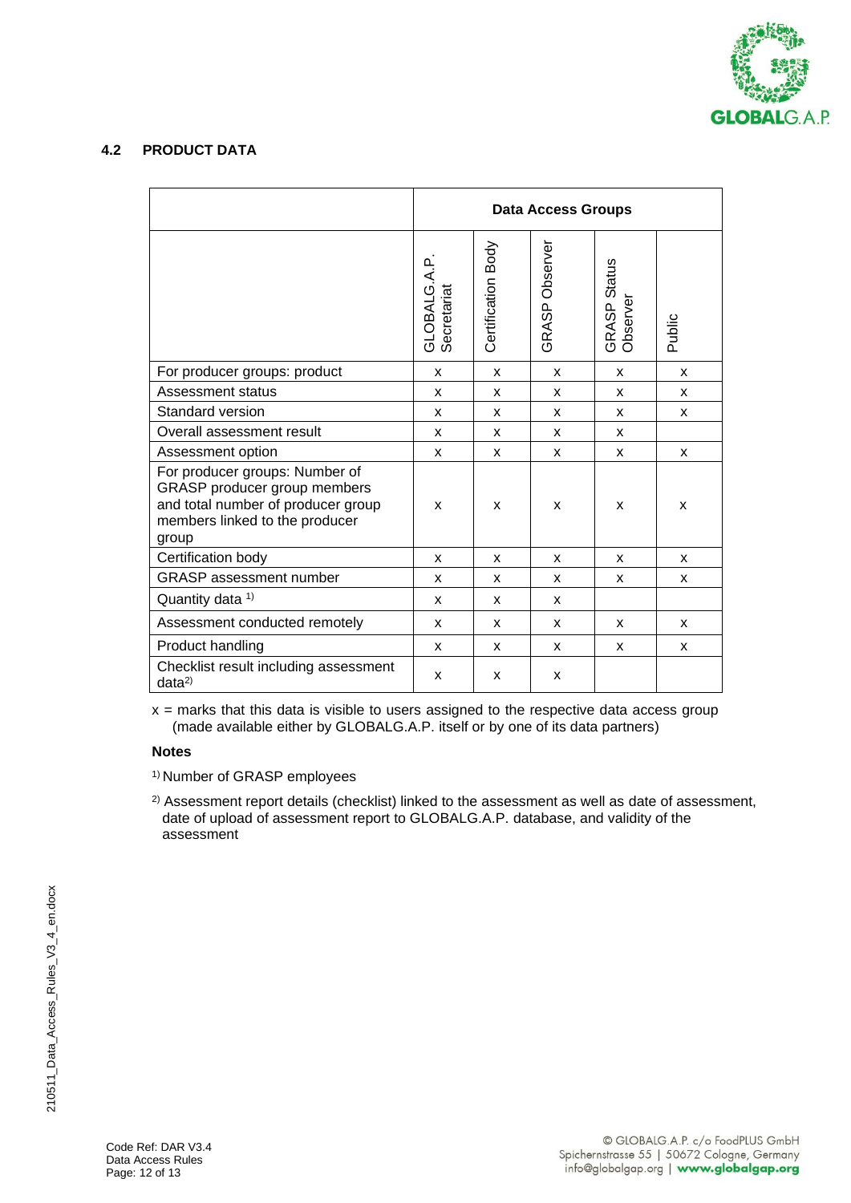### 4.2 PRODUCT DATA

| | Data Access Groups | | | | |
|---|---|---|---|---|---|
| | GLOBALG.A.P. Secretariat | Certification Body | GRASP Observer | GRASP Status Observer | Public |
| For producer groups: product | x | x | x | x | x |
| Assessment status | x | x | x | x | x |
| Standard version | x | x | x | x | x |
| Overall assessment result | x | x | x | x | |
| Assessment option | x | x | x | x | x |
| For producer groups: Number of GRASP producer group members and total number of producer group members linked to the producer group | x | x | x | x | x |
| Certification body | x | x | x | x | x |
| GRASP assessment number | x | x | x | x | x |
| Quantity data [1)] | x | x | x | | |
| Assessment conducted remotely | x | x | x | x | x |
| Product handling | x | x | x | x | x |
| Checklist result including assessment data[2)] | x | x | x | | |

x = marks that this data is visible to users assigned to the respective data access group (made available either by GLOBALG.A.P. itself or by one of its data partners)

**Notes**

[1)] Number of GRASP employees

[2)] Assessment report details (checklist) linked to the assessment as well as date of assessment, date of upload of assessment report to GLOBALG.A.P. database, and validity of the assessment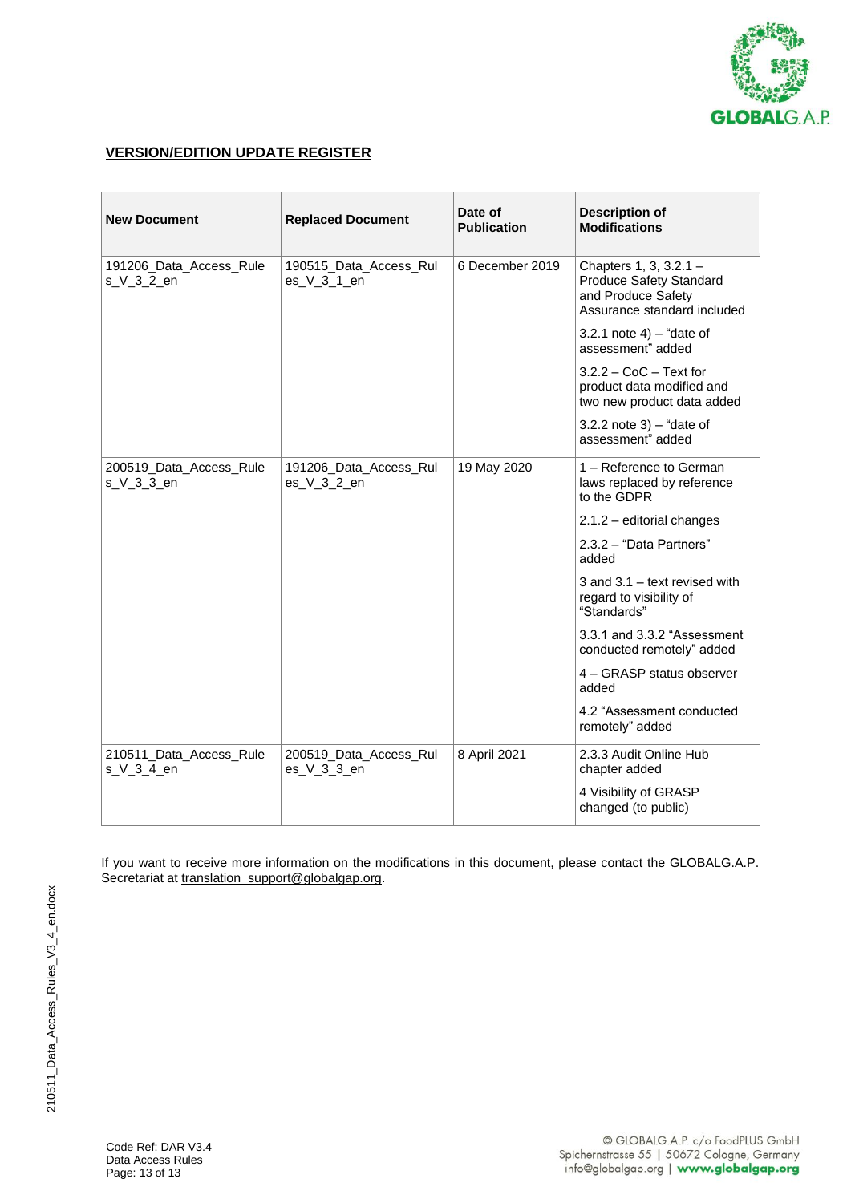## VERSION/EDITION UPDATE REGISTER

| New Document | Replaced Document | Date of Publication | Description of Modifications |
|---|---|---|---|
| 191206_Data_Access_Rules_V_3_2_en | 190515_Data_Access_Rules_V_3_1_en | 6 December 2019 | Chapters 1, 3, 3.2.1 – Produce Safety Standard and Produce Safety Assurance standard included<br>3.2.1 note 4) – "date of assessment" added<br>3.2.2 – CoC – Text for product data modified and two new product data added<br>3.2.2 note 3) – "date of assessment" added |
| 200519_Data_Access_Rules_V_3_3_en | 191206_Data_Access_Rules_V_3_2_en | 19 May 2020 | 1 – Reference to German laws replaced by reference to the GDPR<br>2.1.2 – editorial changes<br>2.3.2 – "Data Partners" added<br>3 and 3.1 – text revised with regard to visibility of "Standards"<br>3.3.1 and 3.3.2 "Assessment conducted remotely" added<br>4 – GRASP status observer added<br>4.2 "Assessment conducted remotely" added |
| 210511_Data_Access_Rules_V_3_4_en | 200519_Data_Access_Rules_V_3_3_en | 8 April 2021 | 2.3.3 Audit Online Hub chapter added<br>4 Visibility of GRASP changed (to public) |

If you want to receive more information on the modifications in this document, please contact the GLOBALG.A.P. Secretariat at translation_support@globalgap.org.